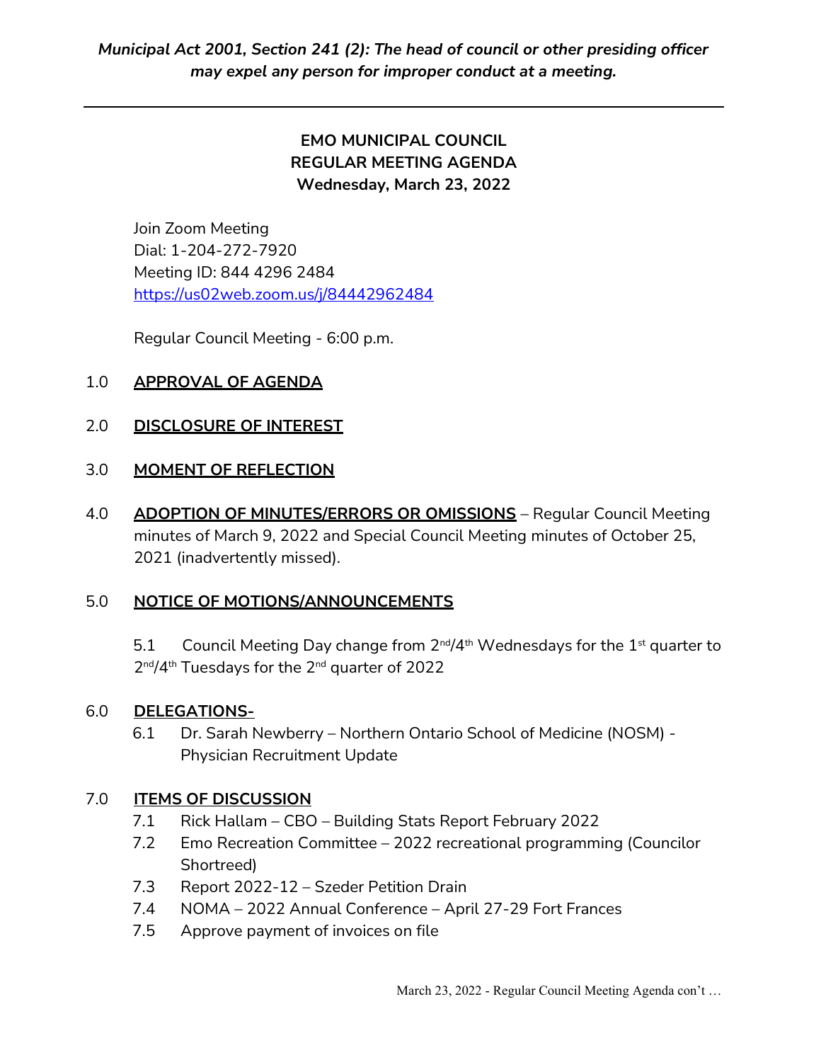*Municipal Act 2001, Section 241 (2): The head of council or other presiding officer may expel any person for improper conduct at a meeting.*

---

**EMO MUNICIPAL COUNCIL**
**REGULAR MEETING AGENDA**
**Wednesday, March 23, 2022**

Join Zoom Meeting
Dial: 1-204-272-7920
Meeting ID: 844 4296 2484
https://us02web.zoom.us/j/84442962484

Regular Council Meeting - 6:00 p.m.

1.0 **APPROVAL OF AGENDA**

2.0 **DISCLOSURE OF INTEREST**

3.0 **MOMENT OF REFLECTION**

4.0 **ADOPTION OF MINUTES/ERRORS OR OMISSIONS** – Regular Council Meeting minutes of March 9, 2022 and Special Council Meeting minutes of October 25, 2021 (inadvertently missed).

5.0 **NOTICE OF MOTIONS/ANNOUNCEMENTS**

5.1 Council Meeting Day change from 2nd/4th Wednesdays for the 1st quarter to 2nd/4th Tuesdays for the 2nd quarter of 2022

6.0 **DELEGATIONS-**

6.1 Dr. Sarah Newberry – Northern Ontario School of Medicine (NOSM) - Physician Recruitment Update

7.0 **ITEMS OF DISCUSSION**

7.1 Rick Hallam – CBO – Building Stats Report February 2022
7.2 Emo Recreation Committee – 2022 recreational programming (Councilor Shortreed)
7.3 Report 2022-12 – Szeder Petition Drain
7.4 NOMA – 2022 Annual Conference – April 27-29 Fort Frances
7.5 Approve payment of invoices on file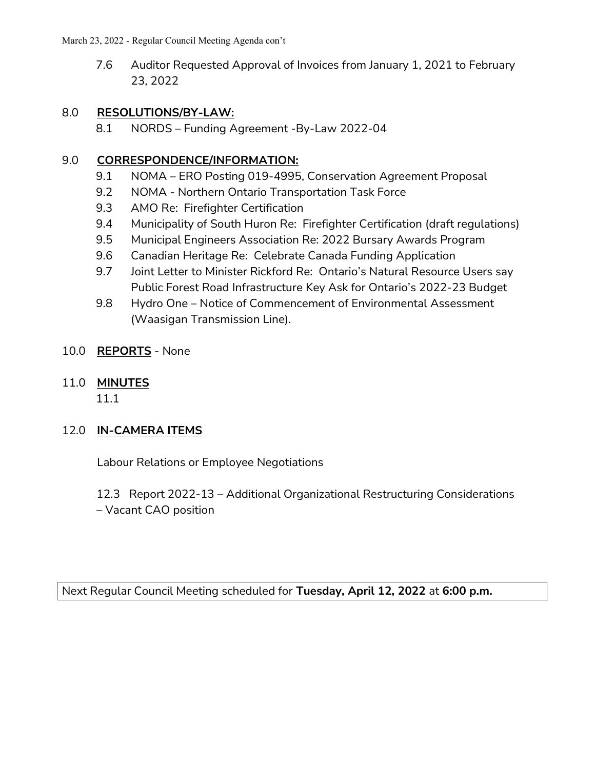7.6 Auditor Requested Approval of Invoices from January 1, 2021 to February 23, 2022

## 8.0 **RESOLUTIONS/BY-LAW:**

8.1 NORDS – Funding Agreement -By-Law 2022-04

## 9.0 **CORRESPONDENCE/INFORMATION:**

9.1 NOMA – ERO Posting 019-4995, Conservation Agreement Proposal

9.2 NOMA - Northern Ontario Transportation Task Force

9.3 AMO Re: Firefighter Certification

9.4 Municipality of South Huron Re: Firefighter Certification (draft regulations)

9.5 Municipal Engineers Association Re: 2022 Bursary Awards Program

9.6 Canadian Heritage Re: Celebrate Canada Funding Application

9.7 Joint Letter to Minister Rickford Re: Ontario's Natural Resource Users say Public Forest Road Infrastructure Key Ask for Ontario's 2022-23 Budget

9.8 Hydro One – Notice of Commencement of Environmental Assessment (Waasigan Transmission Line).

## 10.0 **REPORTS** - None

## 11.0 **MINUTES**

11.1

## 12.0 **IN-CAMERA ITEMS**

Labour Relations or Employee Negotiations

12.3 Report 2022-13 – Additional Organizational Restructuring Considerations – Vacant CAO position

Next Regular Council Meeting scheduled for **Tuesday, April 12, 2022** at **6:00 p.m.**